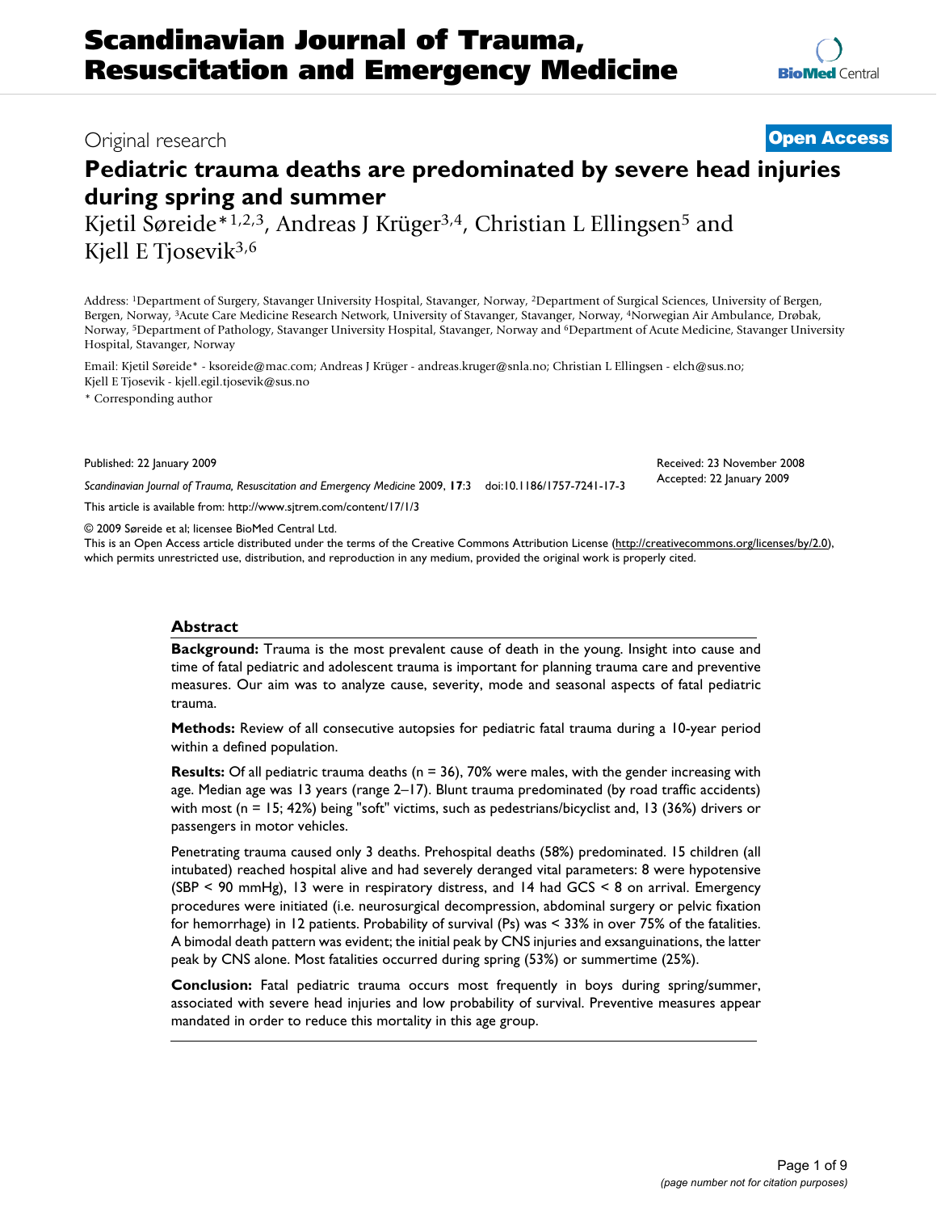# Scandinavian Journal of Trauma, Resuscitation and Emergency Medicine

Original research

**Open Access**

# Pediatric trauma deaths are predominated by severe head injuries during spring and summer

Kjetil Søreide*[1,2,3], Andreas J Krüger[3,4], Christian L Ellingsen[5] and Kjell E Tjosevik[3,6]

Address: [1]Department of Surgery, Stavanger University Hospital, Stavanger, Norway, [2]Department of Surgical Sciences, University of Bergen, Bergen, Norway, [3]Acute Care Medicine Research Network, University of Stavanger, Stavanger, Norway, [4]Norwegian Air Ambulance, Drøbak, Norway, [5]Department of Pathology, Stavanger University Hospital, Stavanger, Norway and [6]Department of Acute Medicine, Stavanger University Hospital, Stavanger, Norway

Email: Kjetil Søreide* - ksoreide@mac.com; Andreas J Krüger - andreas.kruger@snla.no; Christian L Ellingsen - elch@sus.no; Kjell E Tjosevik - kjell.egil.tjosevik@sus.no

\* Corresponding author

Published: 22 January 2009

Received: 23 November 2008

Accepted: 22 January 2009

*Scandinavian Journal of Trauma, Resuscitation and Emergency Medicine* 2009, **17**:3 doi:10.1186/1757-7241-17-3

This article is available from: http://www.sjtrem.com/content/17/1/3

© 2009 Søreide et al; licensee BioMed Central Ltd.

This is an Open Access article distributed under the terms of the Creative Commons Attribution License (http://creativecommons.org/licenses/by/2.0), which permits unrestricted use, distribution, and reproduction in any medium, provided the original work is properly cited.

## Abstract

**Background:** Trauma is the most prevalent cause of death in the young. Insight into cause and time of fatal pediatric and adolescent trauma is important for planning trauma care and preventive measures. Our aim was to analyze cause, severity, mode and seasonal aspects of fatal pediatric trauma.

**Methods:** Review of all consecutive autopsies for pediatric fatal trauma during a 10-year period within a defined population.

**Results:** Of all pediatric trauma deaths (n = 36), 70% were males, with the gender increasing with age. Median age was 13 years (range 2–17). Blunt trauma predominated (by road traffic accidents) with most (n = 15; 42%) being "soft" victims, such as pedestrians/bicyclist and, 13 (36%) drivers or passengers in motor vehicles.

Penetrating trauma caused only 3 deaths. Prehospital deaths (58%) predominated. 15 children (all intubated) reached hospital alive and had severely deranged vital parameters: 8 were hypotensive (SBP < 90 mmHg), 13 were in respiratory distress, and 14 had GCS < 8 on arrival. Emergency procedures were initiated (i.e. neurosurgical decompression, abdominal surgery or pelvic fixation for hemorrhage) in 12 patients. Probability of survival (Ps) was < 33% in over 75% of the fatalities. A bimodal death pattern was evident; the initial peak by CNS injuries and exsanguinations, the latter peak by CNS alone. Most fatalities occurred during spring (53%) or summertime (25%).

**Conclusion:** Fatal pediatric trauma occurs most frequently in boys during spring/summer, associated with severe head injuries and low probability of survival. Preventive measures appear mandated in order to reduce this mortality in this age group.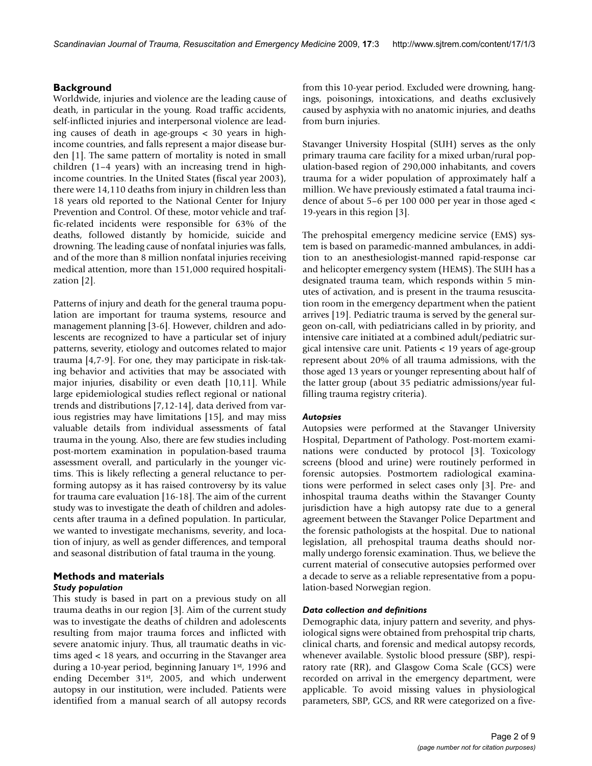## Background

Worldwide, injuries and violence are the leading cause of death, in particular in the young. Road traffic accidents, self-inflicted injuries and interpersonal violence are leading causes of death in age-groups < 30 years in high-income countries, and falls represent a major disease burden [1]. The same pattern of mortality is noted in small children (1–4 years) with an increasing trend in high-income countries. In the United States (fiscal year 2003), there were 14,110 deaths from injury in children less than 18 years old reported to the National Center for Injury Prevention and Control. Of these, motor vehicle and traffic-related incidents were responsible for 63% of the deaths, followed distantly by homicide, suicide and drowning. The leading cause of nonfatal injuries was falls, and of the more than 8 million nonfatal injuries receiving medical attention, more than 151,000 required hospitalization [2].

Patterns of injury and death for the general trauma population are important for trauma systems, resource and management planning [3-6]. However, children and adolescents are recognized to have a particular set of injury patterns, severity, etiology and outcomes related to major trauma [4,7-9]. For one, they may participate in risk-taking behavior and activities that may be associated with major injuries, disability or even death [10,11]. While large epidemiological studies reflect regional or national trends and distributions [7,12-14], data derived from various registries may have limitations [15], and may miss valuable details from individual assessments of fatal trauma in the young. Also, there are few studies including post-mortem examination in population-based trauma assessment overall, and particularly in the younger victims. This is likely reflecting a general reluctance to performing autopsy as it has raised controversy by its value for trauma care evaluation [16-18]. The aim of the current study was to investigate the death of children and adolescents after trauma in a defined population. In particular, we wanted to investigate mechanisms, severity, and location of injury, as well as gender differences, and temporal and seasonal distribution of fatal trauma in the young.

## Methods and materials

### Study population

This study is based in part on a previous study on all trauma deaths in our region [3]. Aim of the current study was to investigate the deaths of children and adolescents resulting from major trauma forces and inflicted with severe anatomic injury. Thus, all traumatic deaths in victims aged < 18 years, and occurring in the Stavanger area during a 10-year period, beginning January 1st, 1996 and ending December 31st, 2005, and which underwent autopsy in our institution, were included. Patients were identified from a manual search of all autopsy records from this 10-year period. Excluded were drowning, hangings, poisonings, intoxications, and deaths exclusively caused by asphyxia with no anatomic injuries, and deaths from burn injuries.

Stavanger University Hospital (SUH) serves as the only primary trauma care facility for a mixed urban/rural population-based region of 290,000 inhabitants, and covers trauma for a wider population of approximately half a million. We have previously estimated a fatal trauma incidence of about 5–6 per 100 000 per year in those aged < 19-years in this region [3].

The prehospital emergency medicine service (EMS) system is based on paramedic-manned ambulances, in addition to an anesthesiologist-manned rapid-response car and helicopter emergency system (HEMS). The SUH has a designated trauma team, which responds within 5 minutes of activation, and is present in the trauma resuscitation room in the emergency department when the patient arrives [19]. Pediatric trauma is served by the general surgeon on-call, with pediatricians called in by priority, and intensive care initiated at a combined adult/pediatric surgical intensive care unit. Patients < 19 years of age-group represent about 20% of all trauma admissions, with the those aged 13 years or younger representing about half of the latter group (about 35 pediatric admissions/year fulfilling trauma registry criteria).

### Autopsies

Autopsies were performed at the Stavanger University Hospital, Department of Pathology. Post-mortem examinations were conducted by protocol [3]. Toxicology screens (blood and urine) were routinely performed in forensic autopsies. Postmortem radiological examinations were performed in select cases only [3]. Pre- and inhospital trauma deaths within the Stavanger County jurisdiction have a high autopsy rate due to a general agreement between the Stavanger Police Department and the forensic pathologists at the hospital. Due to national legislation, all prehospital trauma deaths should normally undergo forensic examination. Thus, we believe the current material of consecutive autopsies performed over a decade to serve as a reliable representative from a population-based Norwegian region.

### Data collection and definitions

Demographic data, injury pattern and severity, and physiological signs were obtained from prehospital trip charts, clinical charts, and forensic and medical autopsy records, whenever available. Systolic blood pressure (SBP), respiratory rate (RR), and Glasgow Coma Scale (GCS) were recorded on arrival in the emergency department, were applicable. To avoid missing values in physiological parameters, SBP, GCS, and RR were categorized on a five-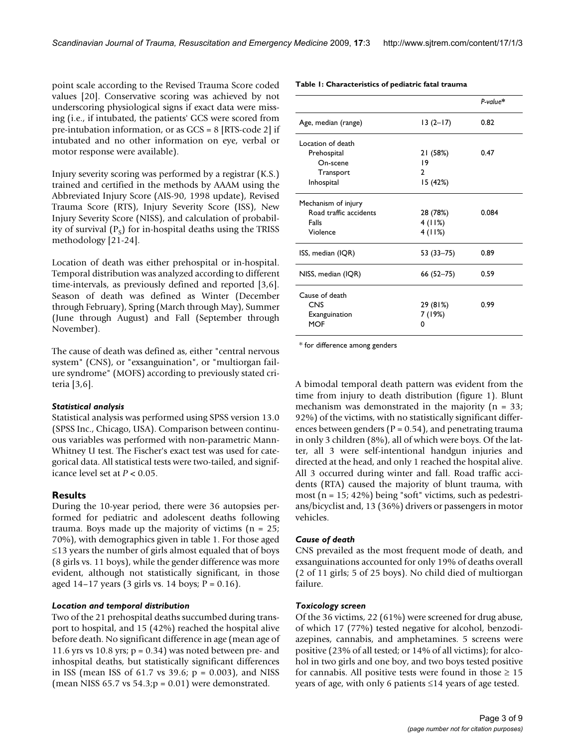point scale according to the Revised Trauma Score coded values [20]. Conservative scoring was achieved by not underscoring physiological signs if exact data were missing (i.e., if intubated, the patients' GCS were scored from pre-intubation information, or as GCS = 8 [RTS-code 2] if intubated and no other information on eye, verbal or motor response were available).

Injury severity scoring was performed by a registrar (K.S.) trained and certified in the methods by AAAM using the Abbreviated Injury Score (AIS-90, 1998 update), Revised Trauma Score (RTS), Injury Severity Score (ISS), New Injury Severity Score (NISS), and calculation of probability of survival ($P_S$) for in-hospital deaths using the TRISS methodology [21-24].

Location of death was either prehospital or in-hospital. Temporal distribution was analyzed according to different time-intervals, as previously defined and reported [3,6]. Season of death was defined as Winter (December through February), Spring (March through May), Summer (June through August) and Fall (September through November).

The cause of death was defined as, either "central nervous system" (CNS), or "exsanguination", or "multiorgan failure syndrome" (MOFS) according to previously stated criteria [3,6].

### Statistical analysis

Statistical analysis was performed using SPSS version 13.0 (SPSS Inc., Chicago, USA). Comparison between continuous variables was performed with non-parametric Mann-Whitney U test. The Fischer's exact test was used for categorical data. All statistical tests were two-tailed, and significance level set at $P < 0.05$.

## Results

During the 10-year period, there were 36 autopsies performed for pediatric and adolescent deaths following trauma. Boys made up the majority of victims (n = 25; 70%), with demographics given in table 1. For those aged ≤13 years the number of girls almost equaled that of boys (8 girls vs. 11 boys), while the gender difference was more evident, although not statistically significant, in those aged 14–17 years (3 girls vs. 14 boys; P = 0.16).

### Location and temporal distribution

Two of the 21 prehospital deaths succumbed during transport to hospital, and 15 (42%) reached the hospital alive before death. No significant difference in age (mean age of 11.6 yrs vs 10.8 yrs; p = 0.34) was noted between pre- and inhospital deaths, but statistically significant differences in ISS (mean ISS of 61.7 vs 39.6; p = 0.003), and NISS (mean NISS 65.7 vs 54.3;p = 0.01) were demonstrated.

**Table 1: Characteristics of pediatric fatal trauma**

| | | *P-value\** |
|---|---|---|
| Age, median (range) | 13 (2–17) | 0.82 |
| Location of death | | |
| Prehospital | 21 (58%) | 0.47 |
| On-scene | 19 | |
| Transport | 2 | |
| Inhospital | 15 (42%) | |
| Mechanism of injury | | |
| Road traffic accidents | 28 (78%) | 0.084 |
| Falls | 4 (11%) | |
| Violence | 4 (11%) | |
| ISS, median (IQR) | 53 (33–75) | 0.89 |
| NISS, median (IQR) | 66 (52–75) | 0.59 |
| Cause of death | | |
| CNS | 29 (81%) | 0.99 |
| Exanguination | 7 (19%) | |
| MOF | 0 | |

\* for difference among genders

A bimodal temporal death pattern was evident from the time from injury to death distribution (figure 1). Blunt mechanism was demonstrated in the majority (n = 33; 92%) of the victims, with no statistically significant differences between genders (P = 0.54), and penetrating trauma in only 3 children (8%), all of which were boys. Of the latter, all 3 were self-intentional handgun injuries and directed at the head, and only 1 reached the hospital alive. All 3 occurred during winter and fall. Road traffic accidents (RTA) caused the majority of blunt trauma, with most (n = 15; 42%) being "soft" victims, such as pedestrians/bicyclist and, 13 (36%) drivers or passengers in motor vehicles.

### Cause of death

CNS prevailed as the most frequent mode of death, and exsanguinations accounted for only 19% of deaths overall (2 of 11 girls; 5 of 25 boys). No child died of multiorgan failure.

### Toxicology screen

Of the 36 victims, 22 (61%) were screened for drug abuse, of which 17 (77%) tested negative for alcohol, benzodiazepines, cannabis, and amphetamines. 5 screens were positive (23% of all tested; or 14% of all victims); for alcohol in two girls and one boy, and two boys tested positive for cannabis. All positive tests were found in those ≥ 15 years of age, with only 6 patients ≤14 years of age tested.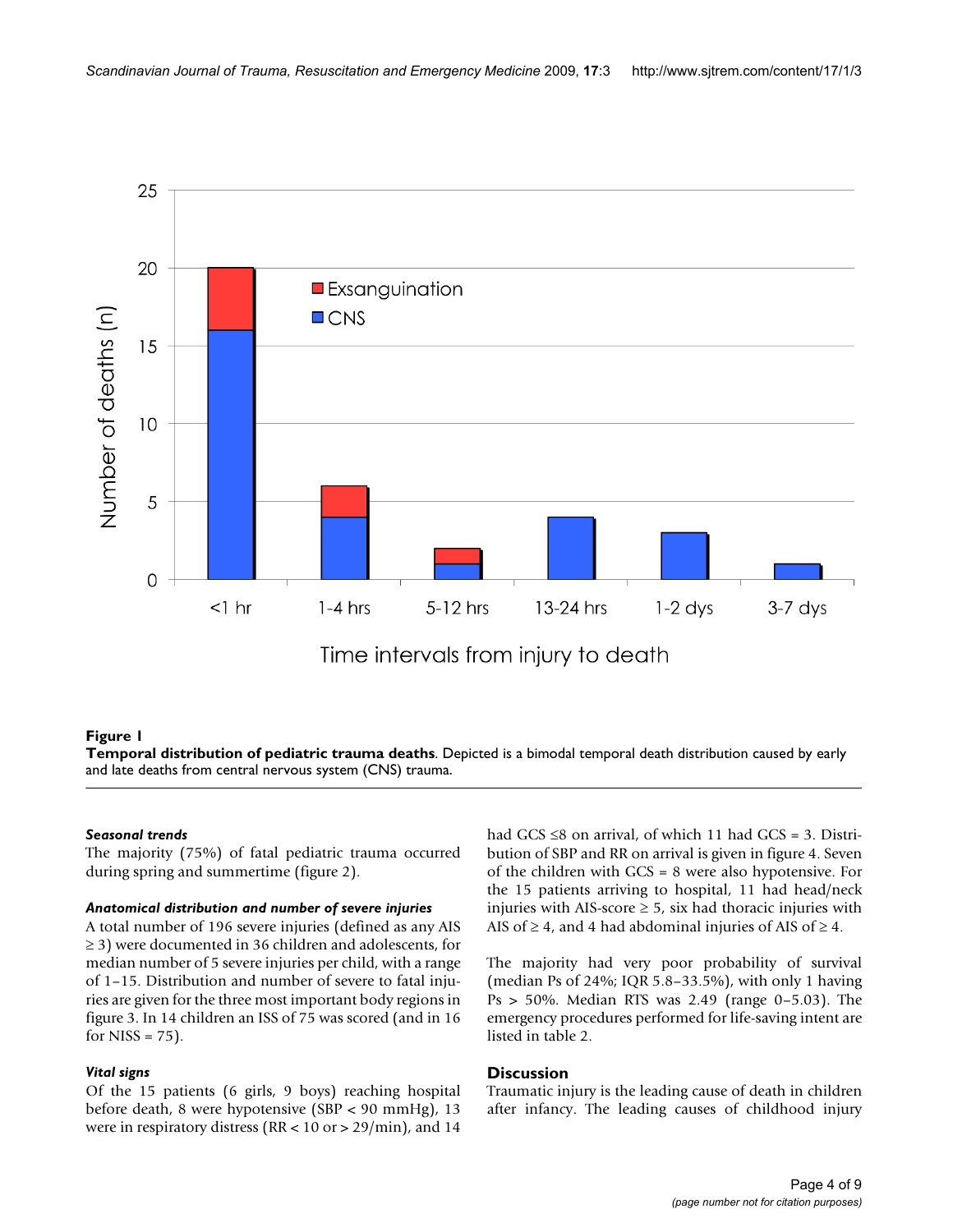**Figure 1**

**Temporal distribution of pediatric trauma deaths**. Depicted is a bimodal temporal death distribution caused by early and late deaths from central nervous system (CNS) trauma.

***Seasonal trends***

The majority (75%) of fatal pediatric trauma occurred during spring and summertime (figure 2).

***Anatomical distribution and number of severe injuries***

A total number of 196 severe injuries (defined as any AIS ≥ 3) were documented in 36 children and adolescents, for median number of 5 severe injuries per child, with a range of 1–15. Distribution and number of severe to fatal injuries are given for the three most important body regions in figure 3. In 14 children an ISS of 75 was scored (and in 16 for NISS = 75).

***Vital signs***

Of the 15 patients (6 girls, 9 boys) reaching hospital before death, 8 were hypotensive (SBP < 90 mmHg), 13 were in respiratory distress (RR < 10 or > 29/min), and 14 had GCS ≤8 on arrival, of which 11 had GCS = 3. Distribution of SBP and RR on arrival is given in figure 4. Seven of the children with GCS = 8 were also hypotensive. For the 15 patients arriving to hospital, 11 had head/neck injuries with AIS-score ≥ 5, six had thoracic injuries with AIS of ≥ 4, and 4 had abdominal injuries of AIS of ≥ 4.

The majority had very poor probability of survival (median Ps of 24%; IQR 5.8–33.5%), with only 1 having Ps > 50%. Median RTS was 2.49 (range 0–5.03). The emergency procedures performed for life-saving intent are listed in table 2.

## Discussion

Traumatic injury is the leading cause of death in children after infancy. The leading causes of childhood injury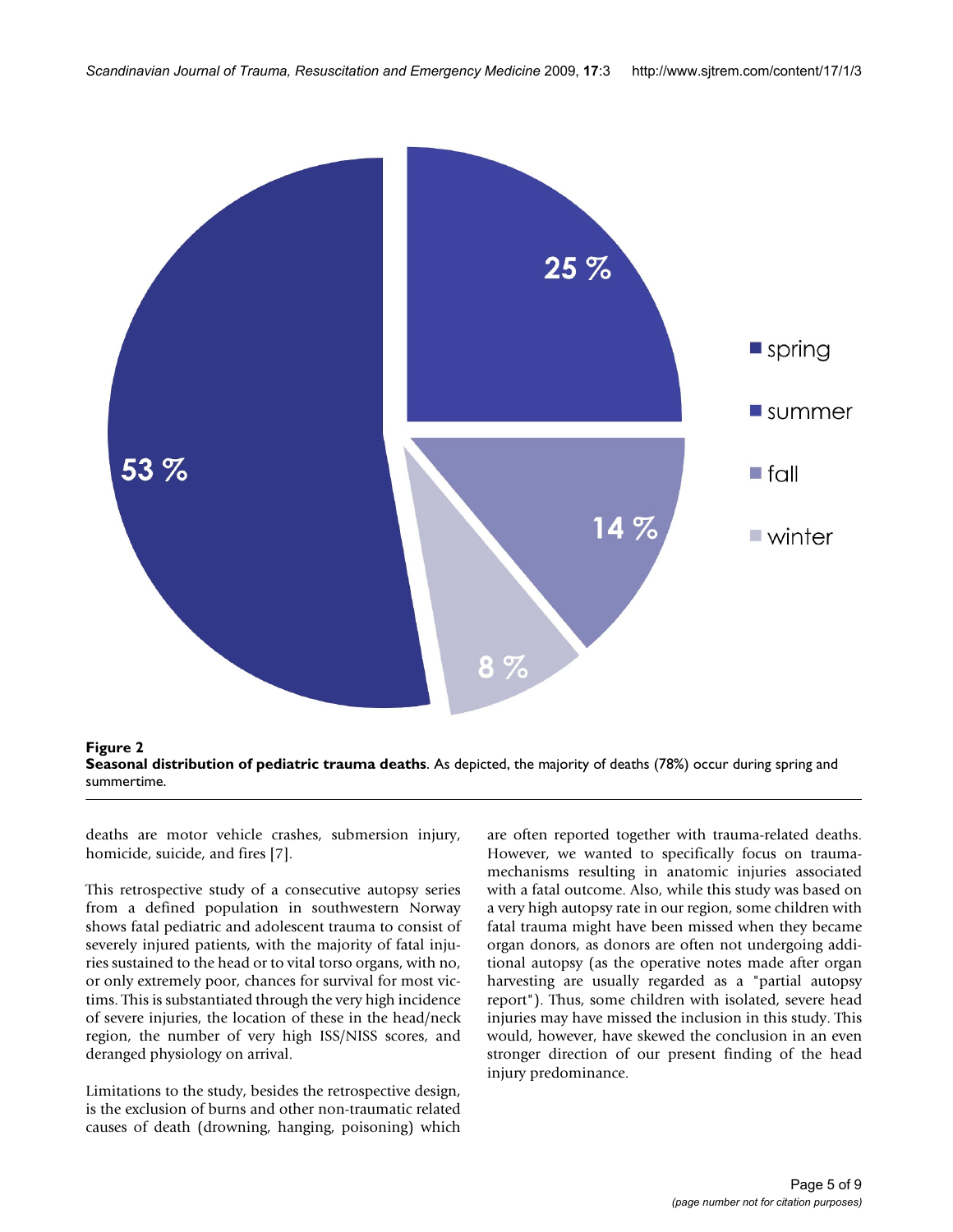**Figure 2**
**Seasonal distribution of pediatric trauma deaths**. As depicted, the majority of deaths (78%) occur during spring and summertime.

deaths are motor vehicle crashes, submersion injury, homicide, suicide, and fires [7].

This retrospective study of a consecutive autopsy series from a defined population in southwestern Norway shows fatal pediatric and adolescent trauma to consist of severely injured patients, with the majority of fatal injuries sustained to the head or to vital torso organs, with no, or only extremely poor, chances for survival for most victims. This is substantiated through the very high incidence of severe injuries, the location of these in the head/neck region, the number of very high ISS/NISS scores, and deranged physiology on arrival.

Limitations to the study, besides the retrospective design, is the exclusion of burns and other non-traumatic related causes of death (drowning, hanging, poisoning) which are often reported together with trauma-related deaths. However, we wanted to specifically focus on trauma-mechanisms resulting in anatomic injuries associated with a fatal outcome. Also, while this study was based on a very high autopsy rate in our region, some children with fatal trauma might have been missed when they became organ donors, as donors are often not undergoing additional autopsy (as the operative notes made after organ harvesting are usually regarded as a "partial autopsy report"). Thus, some children with isolated, severe head injuries may have missed the inclusion in this study. This would, however, have skewed the conclusion in an even stronger direction of our present finding of the head injury predominance.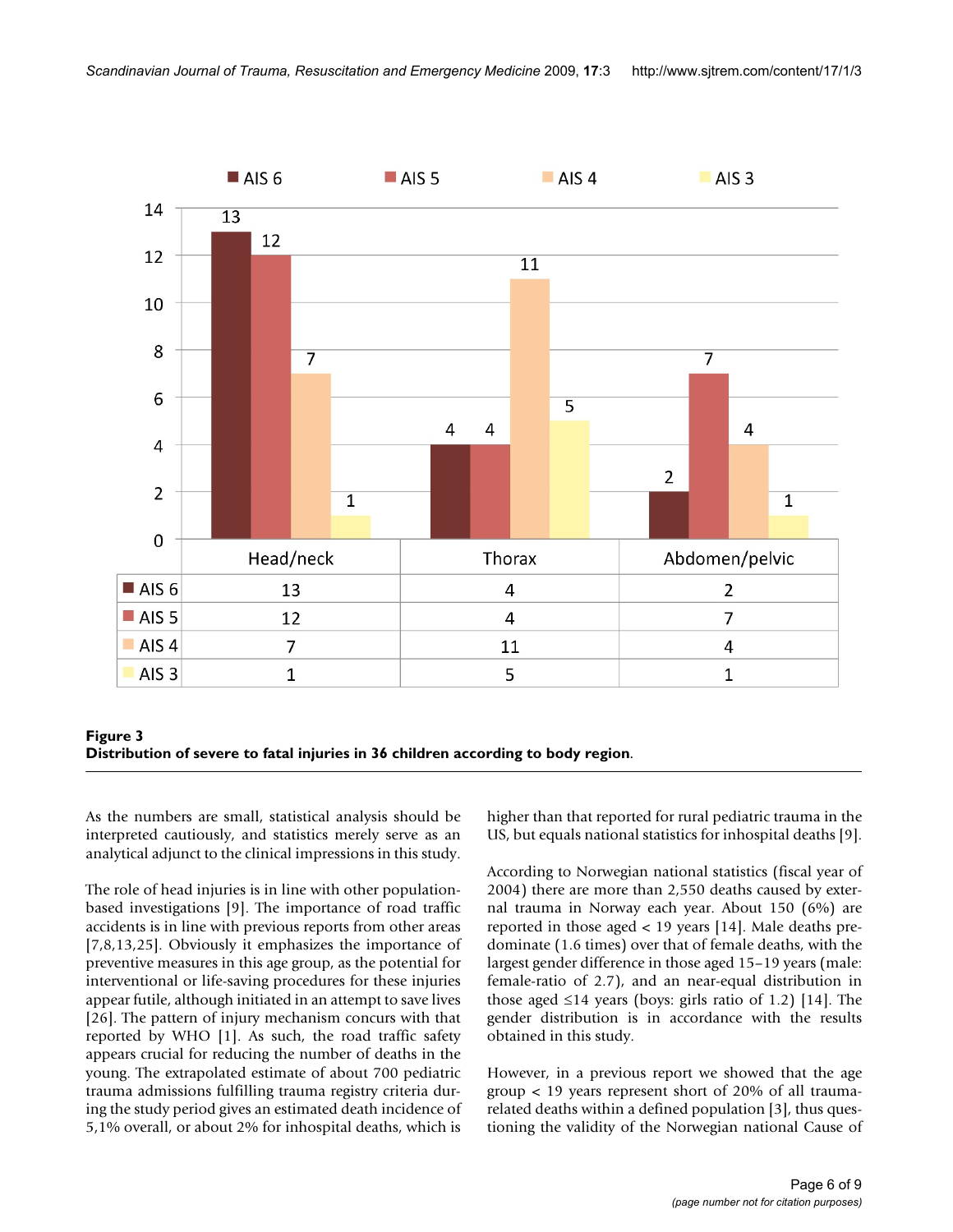| | Head/neck | Thorax | Abdomen/pelvic |
|---|---|---|---|
| AIS 6 | 13 | 4 | 2 |
| AIS 5 | 12 | 4 | 7 |
| AIS 4 | 7 | 11 | 4 |
| AIS 3 | 1 | 5 | 1 |

**Figure 3**
**Distribution of severe to fatal injuries in 36 children according to body region**.

As the numbers are small, statistical analysis should be interpreted cautiously, and statistics merely serve as an analytical adjunct to the clinical impressions in this study.

The role of head injuries is in line with other population-based investigations [9]. The importance of road traffic accidents is in line with previous reports from other areas [7,8,13,25]. Obviously it emphasizes the importance of preventive measures in this age group, as the potential for interventional or life-saving procedures for these injuries appear futile, although initiated in an attempt to save lives [26]. The pattern of injury mechanism concurs with that reported by WHO [1]. As such, the road traffic safety appears crucial for reducing the number of deaths in the young. The extrapolated estimate of about 700 pediatric trauma admissions fulfilling trauma registry criteria during the study period gives an estimated death incidence of 5,1% overall, or about 2% for inhospital deaths, which is higher than that reported for rural pediatric trauma in the US, but equals national statistics for inhospital deaths [9].

According to Norwegian national statistics (fiscal year of 2004) there are more than 2,550 deaths caused by external trauma in Norway each year. About 150 (6%) are reported in those aged < 19 years [14]. Male deaths predominate (1.6 times) over that of female deaths, with the largest gender difference in those aged 15–19 years (male: female-ratio of 2.7), and an near-equal distribution in those aged ≤14 years (boys: girls ratio of 1.2) [14]. The gender distribution is in accordance with the results obtained in this study.

However, in a previous report we showed that the age group < 19 years represent short of 20% of all trauma-related deaths within a defined population [3], thus questioning the validity of the Norwegian national Cause of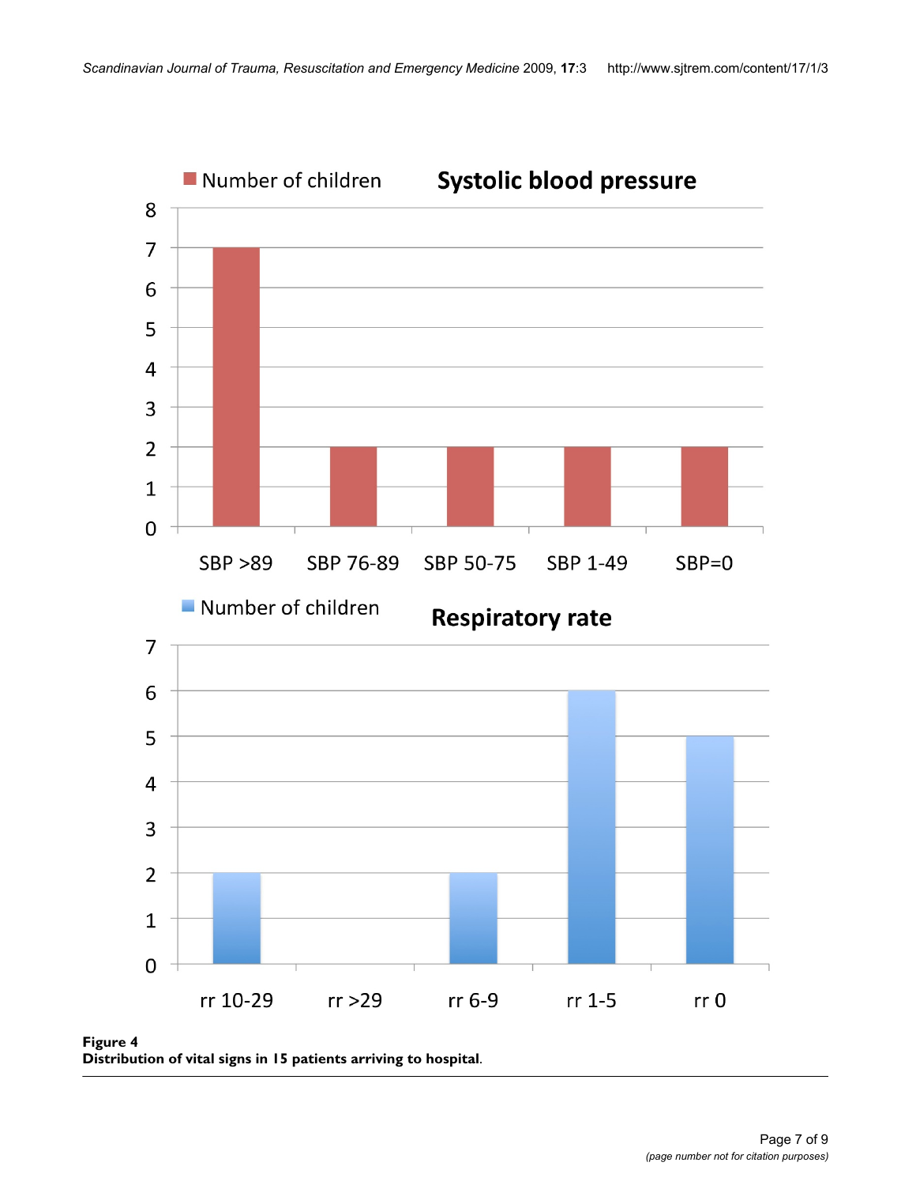**Figure 4**
**Distribution of vital signs in 15 patients arriving to hospital**.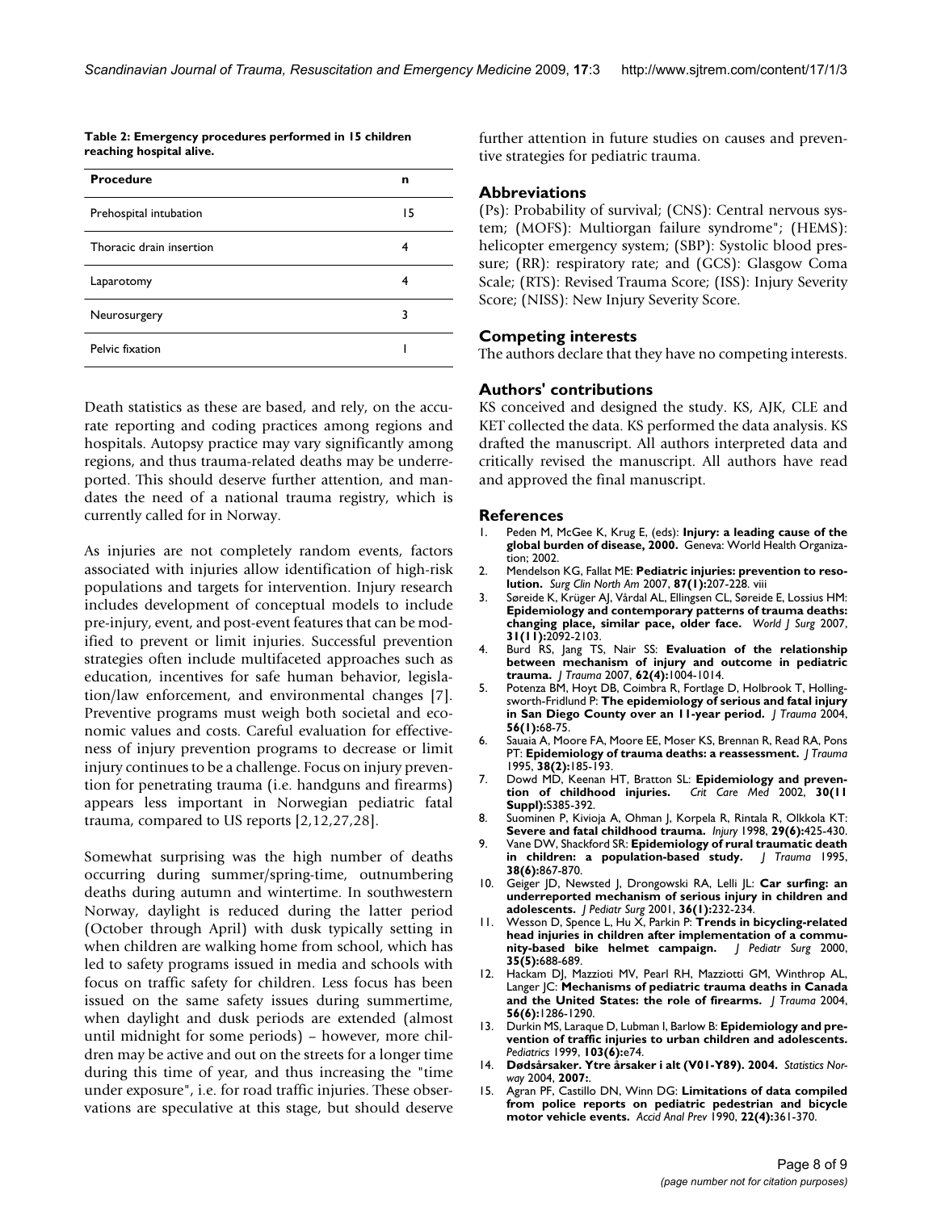**Table 2: Emergency procedures performed in 15 children reaching hospital alive.**

| Procedure | n |
| --- | --- |
| Prehospital intubation | 15 |
| Thoracic drain insertion | 4 |
| Laparotomy | 4 |
| Neurosurgery | 3 |
| Pelvic fixation | 1 |

Death statistics as these are based, and rely, on the accurate reporting and coding practices among regions and hospitals. Autopsy practice may vary significantly among regions, and thus trauma-related deaths may be underreported. This should deserve further attention, and mandates the need of a national trauma registry, which is currently called for in Norway.

As injuries are not completely random events, factors associated with injuries allow identification of high-risk populations and targets for intervention. Injury research includes development of conceptual models to include pre-injury, event, and post-event features that can be modified to prevent or limit injuries. Successful prevention strategies often include multifaceted approaches such as education, incentives for safe human behavior, legislation/law enforcement, and environmental changes [7]. Preventive programs must weigh both societal and economic values and costs. Careful evaluation for effectiveness of injury prevention programs to decrease or limit injury continues to be a challenge. Focus on injury prevention for penetrating trauma (i.e. handguns and firearms) appears less important in Norwegian pediatric fatal trauma, compared to US reports [2,12,27,28].

Somewhat surprising was the high number of deaths occurring during summer/spring-time, outnumbering deaths during autumn and wintertime. In southwestern Norway, daylight is reduced during the latter period (October through April) with dusk typically setting in when children are walking home from school, which has led to safety programs issued in media and schools with focus on traffic safety for children. Less focus has been issued on the same safety issues during summertime, when daylight and dusk periods are extended (almost until midnight for some periods) – however, more children may be active and out on the streets for a longer time during this time of year, and thus increasing the "time under exposure", i.e. for road traffic injuries. These observations are speculative at this stage, but should deserve further attention in future studies on causes and preventive strategies for pediatric trauma.

## Abbreviations

(Ps): Probability of survival; (CNS): Central nervous system; (MOFS): Multiorgan failure syndrome"; (HEMS): helicopter emergency system; (SBP): Systolic blood pressure; (RR): respiratory rate; and (GCS): Glasgow Coma Scale; (RTS): Revised Trauma Score; (ISS): Injury Severity Score; (NISS): New Injury Severity Score.

## Competing interests

The authors declare that they have no competing interests.

## Authors' contributions

KS conceived and designed the study. KS, AJK, CLE and KET collected the data. KS performed the data analysis. KS drafted the manuscript. All authors interpreted data and critically revised the manuscript. All authors have read and approved the final manuscript.

## References

1. Peden M, McGee K, Krug E, (eds): **Injury: a leading cause of the global burden of disease, 2000.** Geneva: World Health Organization; 2002.
2. Mendelson KG, Fallat ME: **Pediatric injuries: prevention to resolution.** *Surg Clin North Am* 2007, **87(1):**207-228. viii
3. Søreide K, Krüger AJ, Vårdal AL, Ellingsen CL, Søreide E, Lossius HM: **Epidemiology and contemporary patterns of trauma deaths: changing place, similar pace, older face.** *World J Surg* 2007, **31(11):**2092-2103.
4. Burd RS, Jang TS, Nair SS: **Evaluation of the relationship between mechanism of injury and outcome in pediatric trauma.** *J Trauma* 2007, **62(4):**1004-1014.
5. Potenza BM, Hoyt DB, Coimbra R, Fortlage D, Holbrook T, Hollingsworth-Fridlund P: **The epidemiology of serious and fatal injury in San Diego County over an 11-year period.** *J Trauma* 2004, **56(1):**68-75.
6. Sauaia A, Moore FA, Moore EE, Moser KS, Brennan R, Read RA, Pons PT: **Epidemiology of trauma deaths: a reassessment.** *J Trauma* 1995, **38(2):**185-193.
7. Dowd MD, Keenan HT, Bratton SL: **Epidemiology and prevention of childhood injuries.** *Crit Care Med* 2002, **30(11 Suppl):**S385-392.
8. Suominen P, Kivioja A, Ohman J, Korpela R, Rintala R, Olkkola KT: **Severe and fatal childhood trauma.** *Injury* 1998, **29(6):**425-430.
9. Vane DW, Shackford SR: **Epidemiology of rural traumatic death in children: a population-based study.** *J Trauma* 1995, **38(6):**867-870.
10. Geiger JD, Newsted J, Drongowski RA, Lelli JL: **Car surfing: an underreported mechanism of serious injury in children and adolescents.** *J Pediatr Surg* 2001, **36(1):**232-234.
11. Wesson D, Spence L, Hu X, Parkin P: **Trends in bicycling-related head injuries in children after implementation of a community-based bike helmet campaign.** *J Pediatr Surg* 2000, **35(5):**688-689.
12. Hackam DJ, Mazziotti MV, Pearl RH, Mazziotti GM, Winthrop AL, Langer JC: **Mechanisms of pediatric trauma deaths in Canada and the United States: the role of firearms.** *J Trauma* 2004, **56(6):**1286-1290.
13. Durkin MS, Laraque D, Lubman I, Barlow B: **Epidemiology and prevention of traffic injuries to urban children and adolescents.** *Pediatrics* 1999, **103(6):**e74.
14. **Dødsårsaker. Ytre årsaker i alt (V01-Y89). 2004.** *Statistics Norway* 2004, **2007:**.
15. Agran PF, Castillo DN, Winn DG: **Limitations of data compiled from police reports on pediatric pedestrian and bicycle motor vehicle events.** *Accid Anal Prev* 1990, **22(4):**361-370.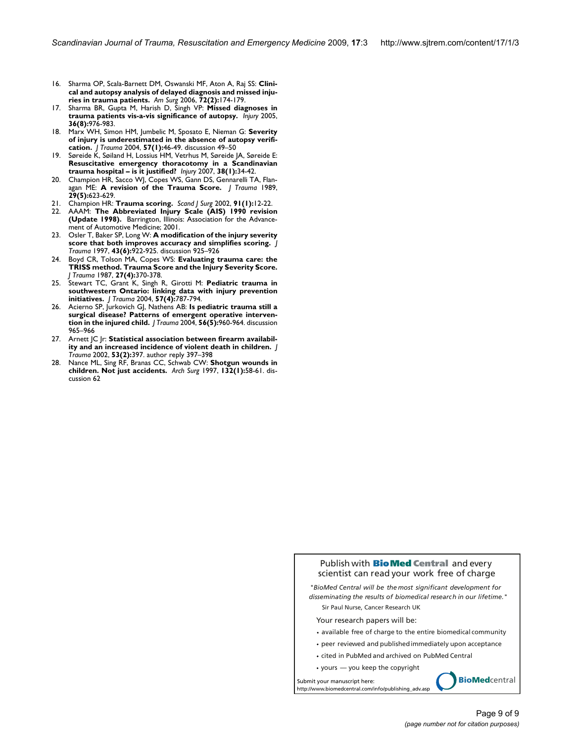16. Sharma OP, Scala-Barnett DM, Oswanski MF, Aton A, Raj SS: **Clinical and autopsy analysis of delayed diagnosis and missed injuries in trauma patients.** *Am Surg* 2006, **72(2):**174-179.
17. Sharma BR, Gupta M, Harish D, Singh VP: **Missed diagnoses in trauma patients vis-a-vis significance of autopsy.** *Injury* 2005, **36(8):**976-983.
18. Marx WH, Simon HM, Jumbelic M, Sposato E, Nieman G: **Severity of injury is underestimated in the absence of autopsy verification.** *J Trauma* 2004, **57(1):**46-49. discussion 49–50
19. Søreide K, Søiland H, Lossius HM, Vetrhus M, Søreide JA, Søreide E: **Resuscitative emergency thoracotomy in a Scandinavian trauma hospital – is it justified?** *Injury* 2007, **38(1):**34-42.
20. Champion HR, Sacco WJ, Copes WS, Gann DS, Gennarelli TA, Flanagan ME: **A revision of the Trauma Score.** *J Trauma* 1989, **29(5):**623-629.
21. Champion HR: **Trauma scoring.** *Scand J Surg* 2002, **91(1):**12-22.
22. AAAM: **The Abbreviated Injury Scale (AIS) 1990 revision (Update 1998).** Barrington, Illinois: Association for the Advancement of Automotive Medicine; 2001.
23. Osler T, Baker SP, Long W: **A modification of the injury severity score that both improves accuracy and simplifies scoring.** *J Trauma* 1997, **43(6):**922-925. discussion 925–926
24. Boyd CR, Tolson MA, Copes WS: **Evaluating trauma care: the TRISS method. Trauma Score and the Injury Severity Score.** *J Trauma* 1987, **27(4):**370-378.
25. Stewart TC, Grant K, Singh R, Girotti M: **Pediatric trauma in southwestern Ontario: linking data with injury prevention initiatives.** *J Trauma* 2004, **57(4):**787-794.
26. Acierno SP, Jurkovich GJ, Nathens AB: **Is pediatric trauma still a surgical disease? Patterns of emergent operative intervention in the injured child.** *J Trauma* 2004, **56(5):**960-964. discussion 965–966
27. Arnett JC Jr: **Statistical association between firearm availability and an increased incidence of violent death in children.** *J Trauma* 2002, **53(2):**397. author reply 397–398
28. Nance ML, Sing RF, Branas CC, Schwab CW: **Shotgun wounds in children. Not just accidents.** *Arch Surg* 1997, **132(1):**58-61. discussion 62

Publish with **BioMed Central** and every scientist can read your work free of charge

*"BioMed Central will be the most significant development for disseminating the results of biomedical research in our lifetime."*
Sir Paul Nurse, Cancer Research UK

Your research papers will be:

- available free of charge to the entire biomedical community
- peer reviewed and published immediately upon acceptance
- cited in PubMed and archived on PubMed Central
- yours — you keep the copyright

Submit your manuscript here:
http://www.biomedcentral.com/info/publishing_adv.asp

**BioMed**central